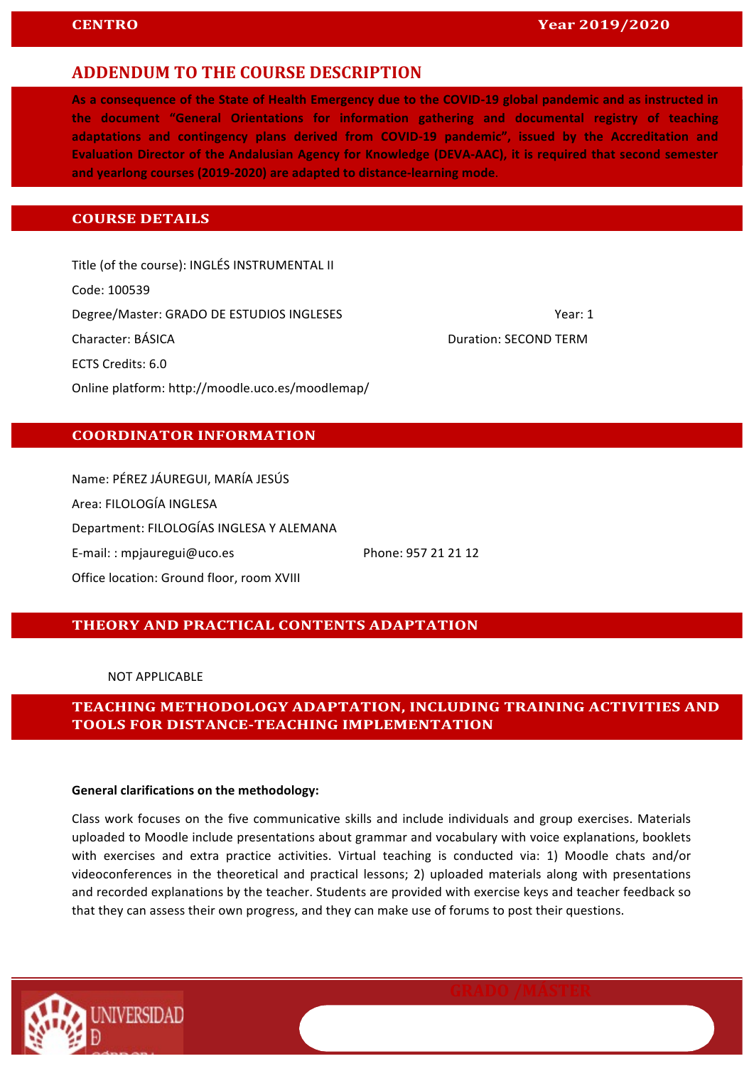CENTRO Year 2019/2020

# ADDENDUM TO THE COURSE DESCRIPTION

**As a consequence of the State of Health Emergency due to the COVID-19 global pandemic and as instructed in the document "General Orientations for information gathering and documental registry of teaching adaptations and contingency plans derived from COVID-19 pandemic", issued by the Accreditation and Evaluation Director of the Andalusian Agency for Knowledge (DEVA-AAC), it is required that second semester and yearlong courses (2019-2020) are adapted to distance-learning mode.**

## COURSE DETAILS

Title (of the course): INGLÉS INSTRUMENTAL II

Code: 100539

Degree/Master: GRADO DE ESTUDIOS INGLESES  Year: 1

Character: BÁSICA  Duration: SECOND TERM

ECTS Credits: 6.0

Online platform: http://moodle.uco.es/moodlemap/

## COORDINATOR INFORMATION

Name: PÉREZ JÁUREGUI, MARÍA JESÚS

Area: FILOLOGÍA INGLESA

Department: FILOLOGÍAS INGLESA Y ALEMANA

E-mail: : mpjauregui@uco.es  Phone: 957 21 21 12

Office location: Ground floor, room XVIII

## THEORY AND PRACTICAL CONTENTS ADAPTATION

NOT APPLICABLE

## TEACHING METHODOLOGY ADAPTATION, INCLUDING TRAINING ACTIVITIES AND TOOLS FOR DISTANCE-TEACHING IMPLEMENTATION

**General clarifications on the methodology:**

Class work focuses on the five communicative skills and include individuals and group exercises. Materials uploaded to Moodle include presentations about grammar and vocabulary with voice explanations, booklets with exercises and extra practice activities. Virtual teaching is conducted via: 1) Moodle chats and/or videoconferences in the theoretical and practical lessons; 2) uploaded materials along with presentations and recorded explanations by the teacher. Students are provided with exercise keys and teacher feedback so that they can assess their own progress, and they can make use of forums to post their questions.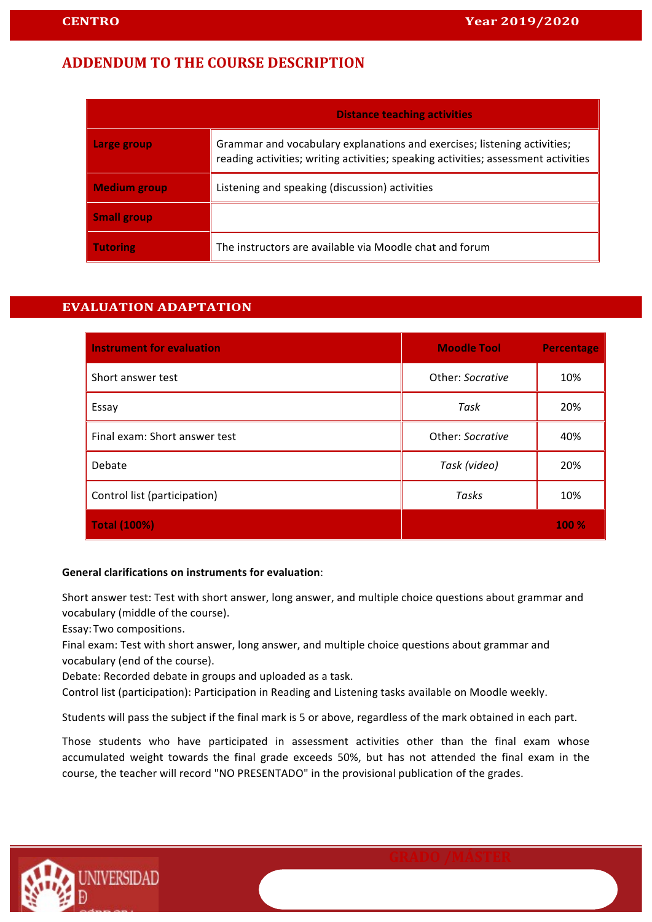## ADDENDUM TO THE COURSE DESCRIPTION

| | Distance teaching activities |
|---|---|
| **Large group** | Grammar and vocabulary explanations and exercises; listening activities; reading activities; writing activities; speaking activities; assessment activities |
| **Medium group** | Listening and speaking (discussion) activities |
| **Small group** | |
| **Tutoring** | The instructors are available via Moodle chat and forum |

## EVALUATION ADAPTATION

| Instrument for evaluation | Moodle Tool | Percentage |
|---|---|---|
| Short answer test | Other: *Socrative* | 10% |
| Essay | *Task* | 20% |
| Final exam: Short answer test | Other: *Socrative* | 40% |
| Debate | *Task (video)* | 20% |
| Control list (participation) | *Tasks* | 10% |
| **Total (100%)** | | **100 %** |

**General clarifications on instruments for evaluation**:

Short answer test: Test with short answer, long answer, and multiple choice questions about grammar and vocabulary (middle of the course).
Essay: Two compositions.
Final exam: Test with short answer, long answer, and multiple choice questions about grammar and vocabulary (end of the course).
Debate: Recorded debate in groups and uploaded as a task.
Control list (participation): Participation in Reading and Listening tasks available on Moodle weekly.

Students will pass the subject if the final mark is 5 or above, regardless of the mark obtained in each part.

Those students who have participated in assessment activities other than the final exam whose accumulated weight towards the final grade exceeds 50%, but has not attended the final exam in the course, the teacher will record "NO PRESENTADO" in the provisional publication of the grades.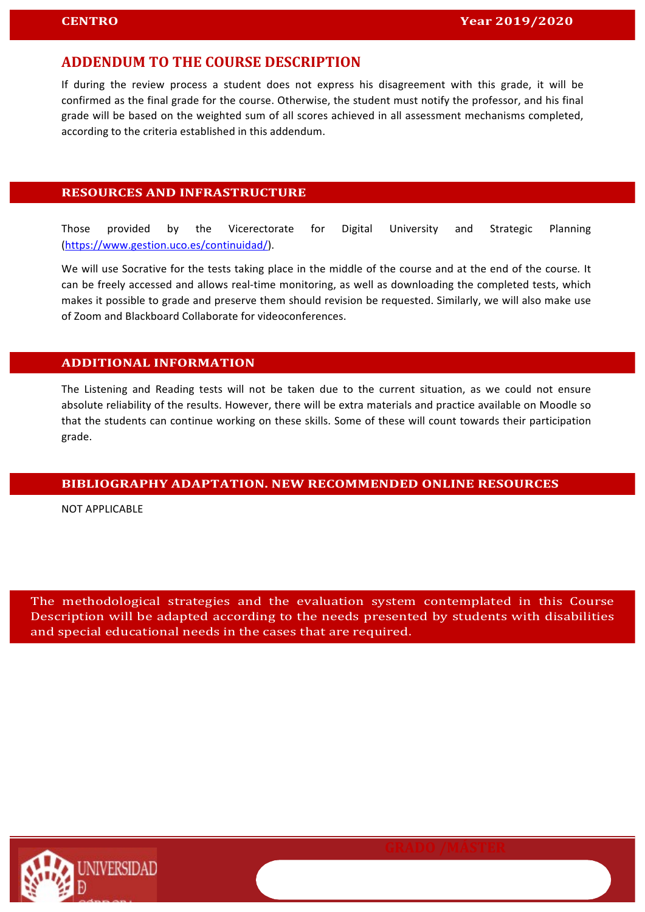## ADDENDUM TO THE COURSE DESCRIPTION

If during the review process a student does not express his disagreement with this grade, it will be confirmed as the final grade for the course. Otherwise, the student must notify the professor, and his final grade will be based on the weighted sum of all scores achieved in all assessment mechanisms completed, according to the criteria established in this addendum.

## RESOURCES AND INFRASTRUCTURE

Those provided by the Vicerectorate for Digital University and Strategic Planning (https://www.gestion.uco.es/continuidad/).

We will use Socrative for the tests taking place in the middle of the course and at the end of the course. It can be freely accessed and allows real-time monitoring, as well as downloading the completed tests, which makes it possible to grade and preserve them should revision be requested. Similarly, we will also make use of Zoom and Blackboard Collaborate for videoconferences.

## ADDITIONAL INFORMATION

The Listening and Reading tests will not be taken due to the current situation, as we could not ensure absolute reliability of the results. However, there will be extra materials and practice available on Moodle so that the students can continue working on these skills. Some of these will count towards their participation grade.

## BIBLIOGRAPHY ADAPTATION. NEW RECOMMENDED ONLINE RESOURCES

NOT APPLICABLE

The methodological strategies and the evaluation system contemplated in this Course Description will be adapted according to the needs presented by students with disabilities and special educational needs in the cases that are required.